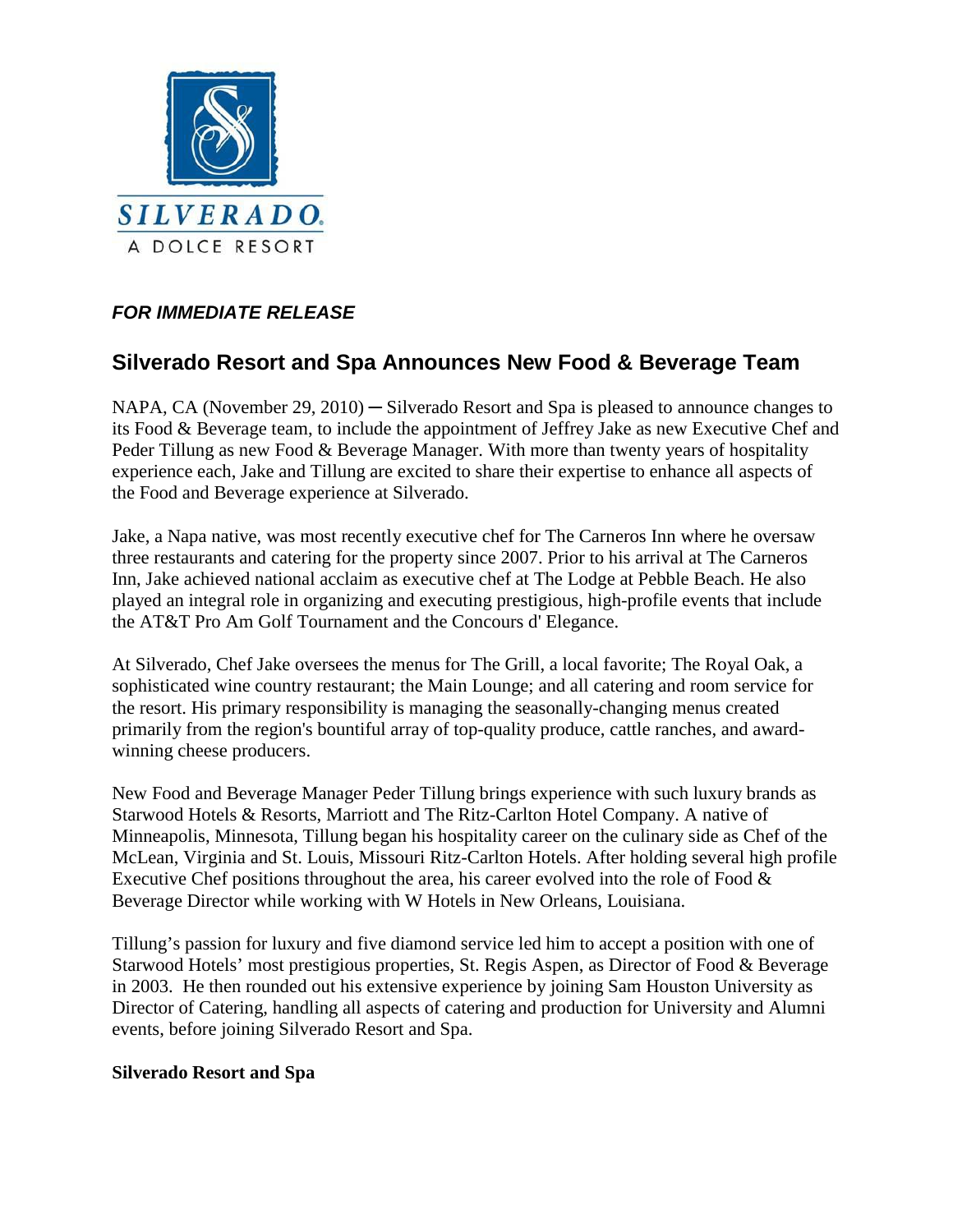SILVERADO

A DOLCE RESORT

***FOR IMMEDIATE RELEASE***

# Silverado Resort and Spa Announces New Food & Beverage Team

NAPA, CA (November 29, 2010) ─ Silverado Resort and Spa is pleased to announce changes to its Food & Beverage team, to include the appointment of Jeffrey Jake as new Executive Chef and Peder Tillung as new Food & Beverage Manager. With more than twenty years of hospitality experience each, Jake and Tillung are excited to share their expertise to enhance all aspects of the Food and Beverage experience at Silverado.

Jake, a Napa native, was most recently executive chef for The Carneros Inn where he oversaw three restaurants and catering for the property since 2007. Prior to his arrival at The Carneros Inn, Jake achieved national acclaim as executive chef at The Lodge at Pebble Beach. He also played an integral role in organizing and executing prestigious, high-profile events that include the AT&T Pro Am Golf Tournament and the Concours d' Elegance.

At Silverado, Chef Jake oversees the menus for The Grill, a local favorite; The Royal Oak, a sophisticated wine country restaurant; the Main Lounge; and all catering and room service for the resort. His primary responsibility is managing the seasonally-changing menus created primarily from the region's bountiful array of top-quality produce, cattle ranches, and award-winning cheese producers.

New Food and Beverage Manager Peder Tillung brings experience with such luxury brands as Starwood Hotels & Resorts, Marriott and The Ritz-Carlton Hotel Company. A native of Minneapolis, Minnesota, Tillung began his hospitality career on the culinary side as Chef of the McLean, Virginia and St. Louis, Missouri Ritz-Carlton Hotels. After holding several high profile Executive Chef positions throughout the area, his career evolved into the role of Food & Beverage Director while working with W Hotels in New Orleans, Louisiana.

Tillung's passion for luxury and five diamond service led him to accept a position with one of Starwood Hotels' most prestigious properties, St. Regis Aspen, as Director of Food & Beverage in 2003. He then rounded out his extensive experience by joining Sam Houston University as Director of Catering, handling all aspects of catering and production for University and Alumni events, before joining Silverado Resort and Spa.

**Silverado Resort and Spa**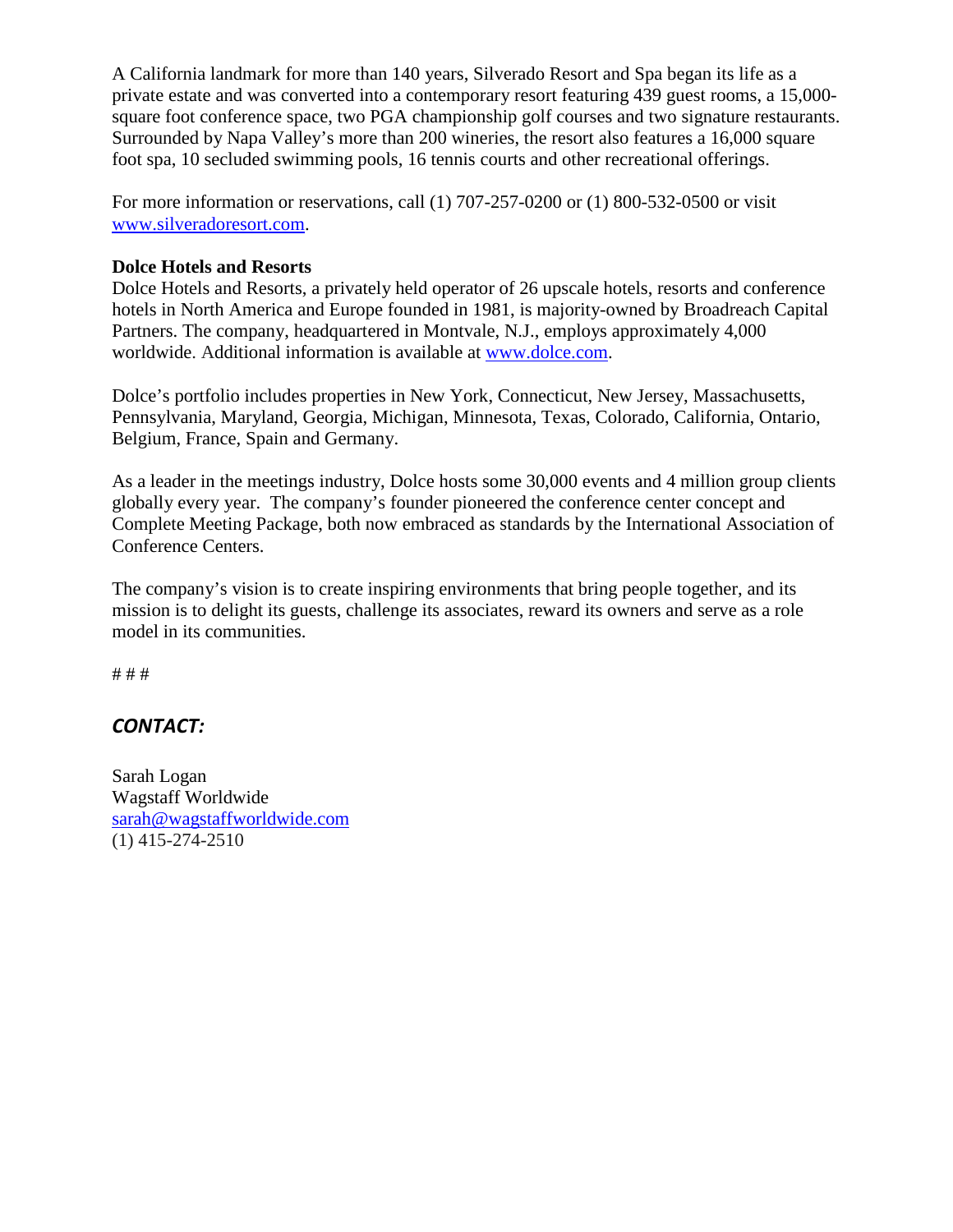A California landmark for more than 140 years, Silverado Resort and Spa began its life as a private estate and was converted into a contemporary resort featuring 439 guest rooms, a 15,000-square foot conference space, two PGA championship golf courses and two signature restaurants. Surrounded by Napa Valley's more than 200 wineries, the resort also features a 16,000 square foot spa, 10 secluded swimming pools, 16 tennis courts and other recreational offerings.

For more information or reservations, call (1) 707-257-0200 or (1) 800-532-0500 or visit [www.silveradoresort.com](http://www.silveradoresort.com).

**Dolce Hotels and Resorts**
Dolce Hotels and Resorts, a privately held operator of 26 upscale hotels, resorts and conference hotels in North America and Europe founded in 1981, is majority-owned by Broadreach Capital Partners. The company, headquartered in Montvale, N.J., employs approximately 4,000 worldwide. Additional information is available at [www.dolce.com](http://www.dolce.com).

Dolce's portfolio includes properties in New York, Connecticut, New Jersey, Massachusetts, Pennsylvania, Maryland, Georgia, Michigan, Minnesota, Texas, Colorado, California, Ontario, Belgium, France, Spain and Germany.

As a leader in the meetings industry, Dolce hosts some 30,000 events and 4 million group clients globally every year. The company's founder pioneered the conference center concept and Complete Meeting Package, both now embraced as standards by the International Association of Conference Centers.

The company's vision is to create inspiring environments that bring people together, and its mission is to delight its guests, challenge its associates, reward its owners and serve as a role model in its communities.

# # #

***CONTACT:***

Sarah Logan
Wagstaff Worldwide
[sarah@wagstaffworldwide.com](mailto:sarah@wagstaffworldwide.com)
(1) 415-274-2510